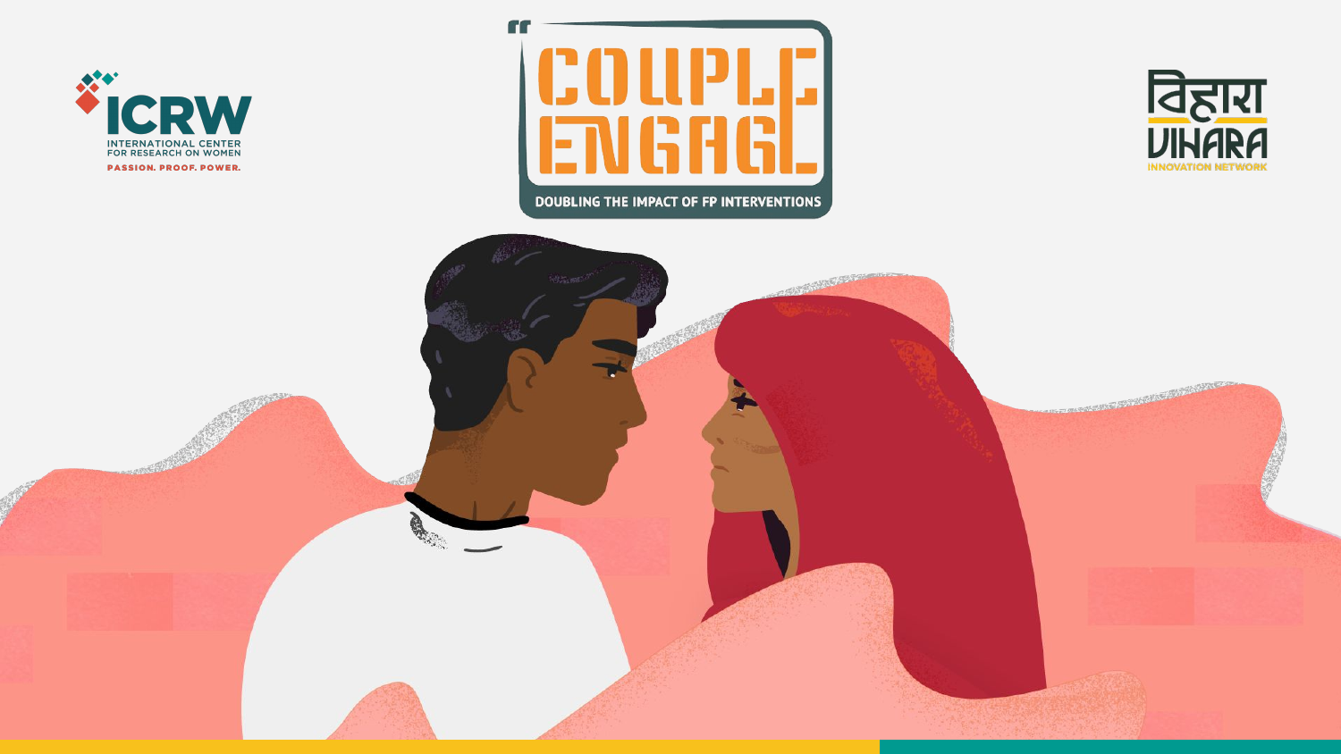ICRW
INTERNATIONAL CENTER FOR RESEARCH ON WOMEN
PASSION. PROOF. POWER.

# COUPLE ENGAGE

DOUBLING THE IMPACT OF FP INTERVENTIONS

विहारा
VIHARA
INNOVATION NETWORK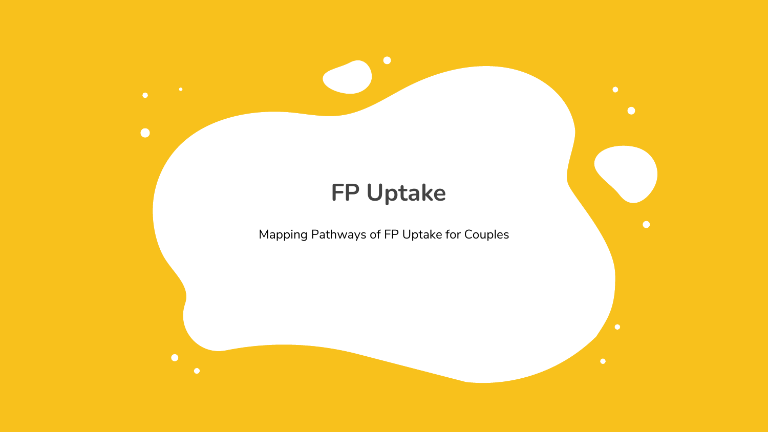# FP Uptake

Mapping Pathways of FP Uptake for Couples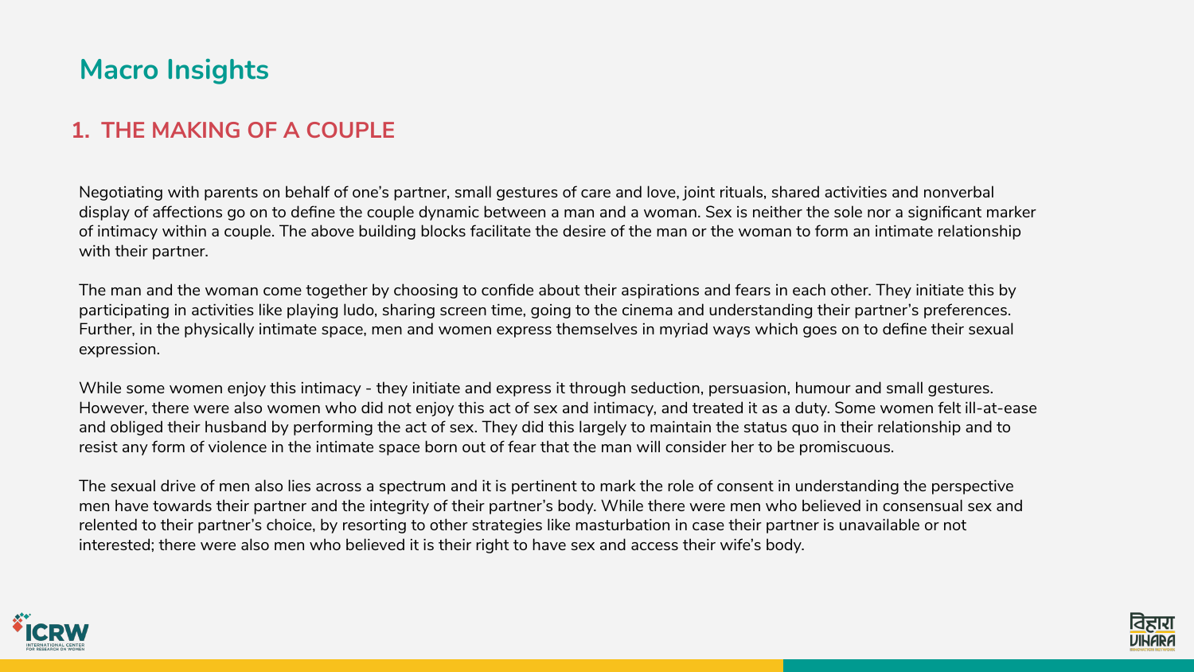## Macro Insights

### 1. THE MAKING OF A COUPLE

Negotiating with parents on behalf of one's partner, small gestures of care and love, joint rituals, shared activities and nonverbal display of affections go on to define the couple dynamic between a man and a woman. Sex is neither the sole nor a significant marker of intimacy within a couple. The above building blocks facilitate the desire of the man or the woman to form an intimate relationship with their partner.

The man and the woman come together by choosing to confide about their aspirations and fears in each other. They initiate this by participating in activities like playing ludo, sharing screen time, going to the cinema and understanding their partner's preferences. Further, in the physically intimate space, men and women express themselves in myriad ways which goes on to define their sexual expression.

While some women enjoy this intimacy - they initiate and express it through seduction, persuasion, humour and small gestures. However, there were also women who did not enjoy this act of sex and intimacy, and treated it as a duty. Some women felt ill-at-ease and obliged their husband by performing the act of sex. They did this largely to maintain the status quo in their relationship and to resist any form of violence in the intimate space born out of fear that the man will consider her to be promiscuous.

The sexual drive of men also lies across a spectrum and it is pertinent to mark the role of consent in understanding the perspective men have towards their partner and the integrity of their partner's body. While there were men who believed in consensual sex and relented to their partner's choice, by resorting to other strategies like masturbation in case their partner is unavailable or not interested; there were also men who believed it is their right to have sex and access their wife's body.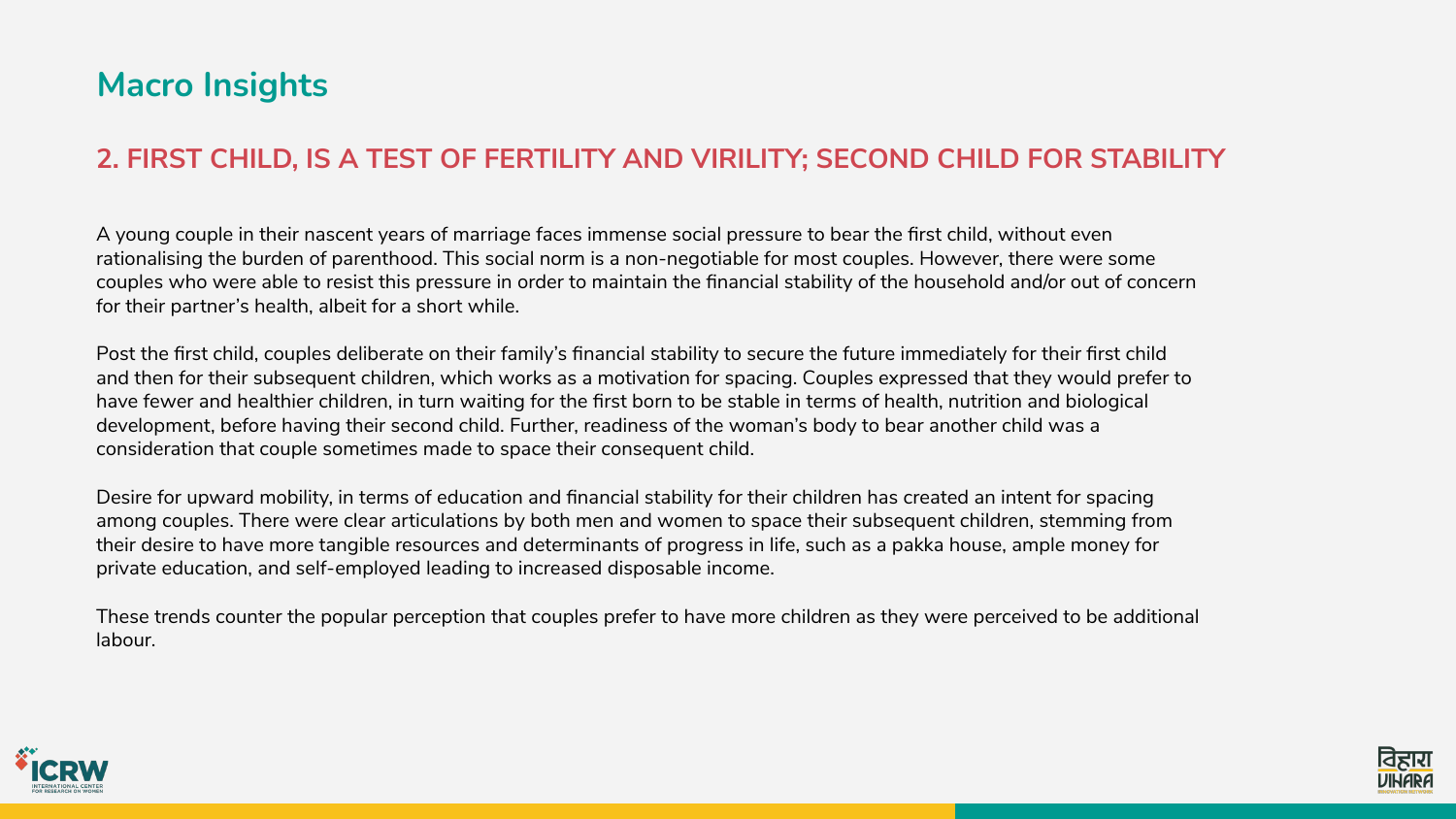# Macro Insights

## 2. FIRST CHILD, IS A TEST OF FERTILITY AND VIRILITY; SECOND CHILD FOR STABILITY

A young couple in their nascent years of marriage faces immense social pressure to bear the first child, without even rationalising the burden of parenthood. This social norm is a non-negotiable for most couples. However, there were some couples who were able to resist this pressure in order to maintain the financial stability of the household and/or out of concern for their partner's health, albeit for a short while.

Post the first child, couples deliberate on their family's financial stability to secure the future immediately for their first child and then for their subsequent children, which works as a motivation for spacing. Couples expressed that they would prefer to have fewer and healthier children, in turn waiting for the first born to be stable in terms of health, nutrition and biological development, before having their second child. Further, readiness of the woman's body to bear another child was a consideration that couple sometimes made to space their consequent child.

Desire for upward mobility, in terms of education and financial stability for their children has created an intent for spacing among couples. There were clear articulations by both men and women to space their subsequent children, stemming from their desire to have more tangible resources and determinants of progress in life, such as a pakka house, ample money for private education, and self-employed leading to increased disposable income.

These trends counter the popular perception that couples prefer to have more children as they were perceived to be additional labour.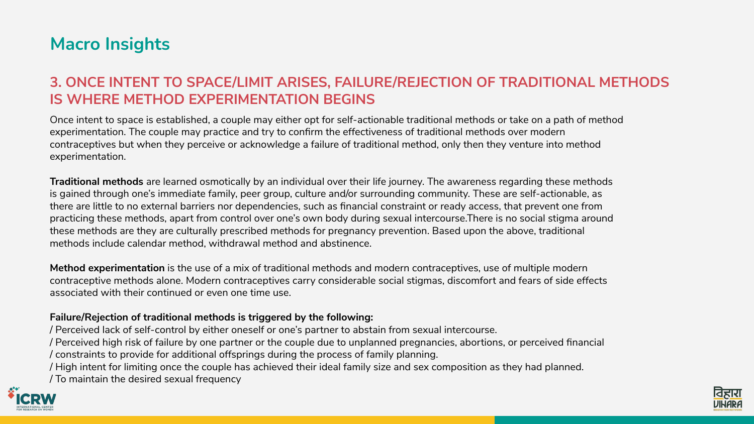# Macro Insights

## 3. ONCE INTENT TO SPACE/LIMIT ARISES, FAILURE/REJECTION OF TRADITIONAL METHODS IS WHERE METHOD EXPERIMENTATION BEGINS

Once intent to space is established, a couple may either opt for self-actionable traditional methods or take on a path of method experimentation. The couple may practice and try to confirm the effectiveness of traditional methods over modern contraceptives but when they perceive or acknowledge a failure of traditional method, only then they venture into method experimentation.

**Traditional methods** are learned osmotically by an individual over their life journey. The awareness regarding these methods is gained through one's immediate family, peer group, culture and/or surrounding community. These are self-actionable, as there are little to no external barriers nor dependencies, such as financial constraint or ready access, that prevent one from practicing these methods, apart from control over one's own body during sexual intercourse.There is no social stigma around these methods are they are culturally prescribed methods for pregnancy prevention. Based upon the above, traditional methods include calendar method, withdrawal method and abstinence.

**Method experimentation** is the use of a mix of traditional methods and modern contraceptives, use of multiple modern contraceptive methods alone. Modern contraceptives carry considerable social stigmas, discomfort and fears of side effects associated with their continued or even one time use.

**Failure/Rejection of traditional methods is triggered by the following:**

/ Perceived lack of self-control by either oneself or one's partner to abstain from sexual intercourse.
/ Perceived high risk of failure by one partner or the couple due to unplanned pregnancies, abortions, or perceived financial
/ constraints to provide for additional offsprings during the process of family planning.
/ High intent for limiting once the couple has achieved their ideal family size and sex composition as they had planned.
/ To maintain the desired sexual frequency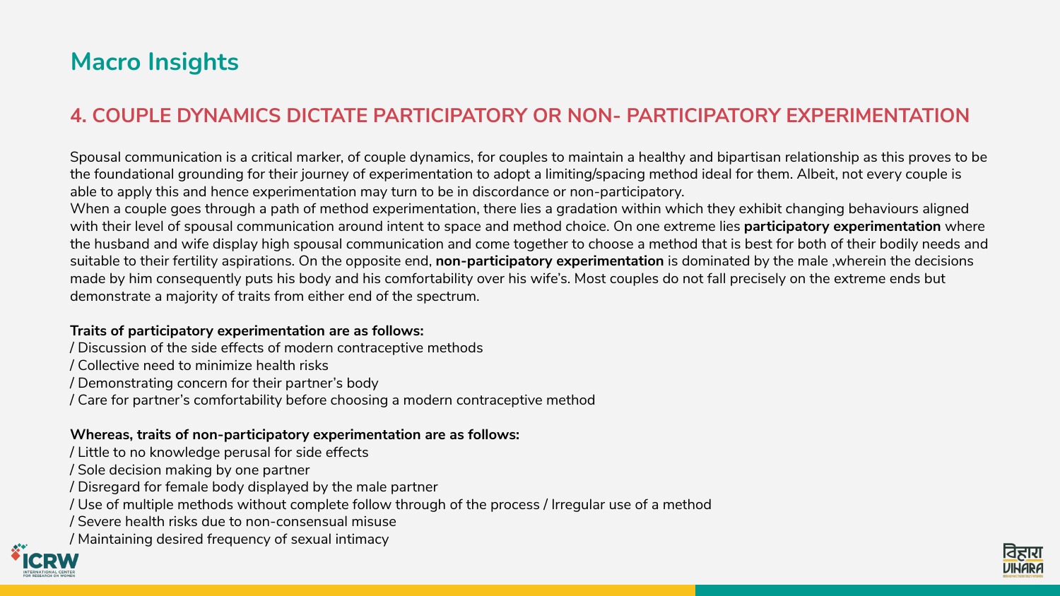## Macro Insights

### 4. COUPLE DYNAMICS DICTATE PARTICIPATORY OR NON- PARTICIPATORY EXPERIMENTATION

Spousal communication is a critical marker, of couple dynamics, for couples to maintain a healthy and bipartisan relationship as this proves to be the foundational grounding for their journey of experimentation to adopt a limiting/spacing method ideal for them. Albeit, not every couple is able to apply this and hence experimentation may turn to be in discordance or non-participatory.

When a couple goes through a path of method experimentation, there lies a gradation within which they exhibit changing behaviours aligned with their level of spousal communication around intent to space and method choice. On one extreme lies **participatory experimentation** where the husband and wife display high spousal communication and come together to choose a method that is best for both of their bodily needs and suitable to their fertility aspirations. On the opposite end, **non-participatory experimentation** is dominated by the male ,wherein the decisions made by him consequently puts his body and his comfortability over his wife's. Most couples do not fall precisely on the extreme ends but demonstrate a majority of traits from either end of the spectrum.

**Traits of participatory experimentation are as follows:**

/ Discussion of the side effects of modern contraceptive methods
/ Collective need to minimize health risks
/ Demonstrating concern for their partner's body
/ Care for partner's comfortability before choosing a modern contraceptive method

**Whereas, traits of non-participatory experimentation are as follows:**

/ Little to no knowledge perusal for side effects
/ Sole decision making by one partner
/ Disregard for female body displayed by the male partner
/ Use of multiple methods without complete follow through of the process / Irregular use of a method
/ Severe health risks due to non-consensual misuse
/ Maintaining desired frequency of sexual intimacy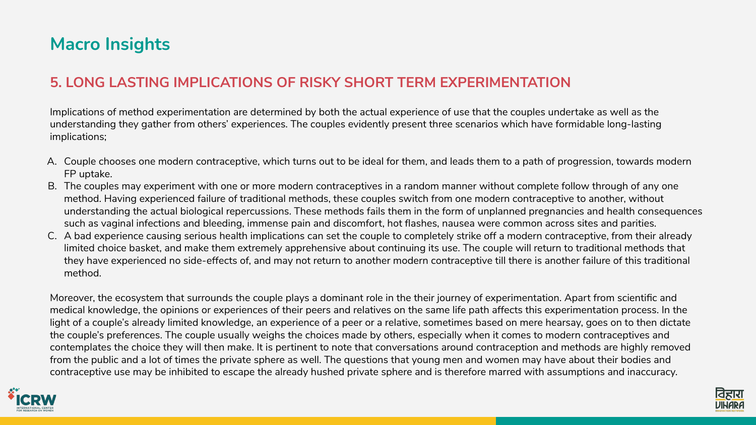# Macro Insights

## 5. LONG LASTING IMPLICATIONS OF RISKY SHORT TERM EXPERIMENTATION

Implications of method experimentation are determined by both the actual experience of use that the couples undertake as well as the understanding they gather from others' experiences. The couples evidently present three scenarios which have formidable long-lasting implications;

A. Couple chooses one modern contraceptive, which turns out to be ideal for them, and leads them to a path of progression, towards modern FP uptake.
B. The couples may experiment with one or more modern contraceptives in a random manner without complete follow through of any one method. Having experienced failure of traditional methods, these couples switch from one modern contraceptive to another, without understanding the actual biological repercussions. These methods fails them in the form of unplanned pregnancies and health consequences such as vaginal infections and bleeding, immense pain and discomfort, hot flashes, nausea were common across sites and parities.
C. A bad experience causing serious health implications can set the couple to completely strike off a modern contraceptive, from their already limited choice basket, and make them extremely apprehensive about continuing its use. The couple will return to traditional methods that they have experienced no side-effects of, and may not return to another modern contraceptive till there is another failure of this traditional method.

Moreover, the ecosystem that surrounds the couple plays a dominant role in the their journey of experimentation. Apart from scientific and medical knowledge, the opinions or experiences of their peers and relatives on the same life path affects this experimentation process. In the light of a couple's already limited knowledge, an experience of a peer or a relative, sometimes based on mere hearsay, goes on to then dictate the couple's preferences. The couple usually weighs the choices made by others, especially when it comes to modern contraceptives and contemplates the choice they will then make. It is pertinent to note that conversations around contraception and methods are highly removed from the public and a lot of times the private sphere as well. The questions that young men and women may have about their bodies and contraceptive use may be inhibited to escape the already hushed private sphere and is therefore marred with assumptions and inaccuracy.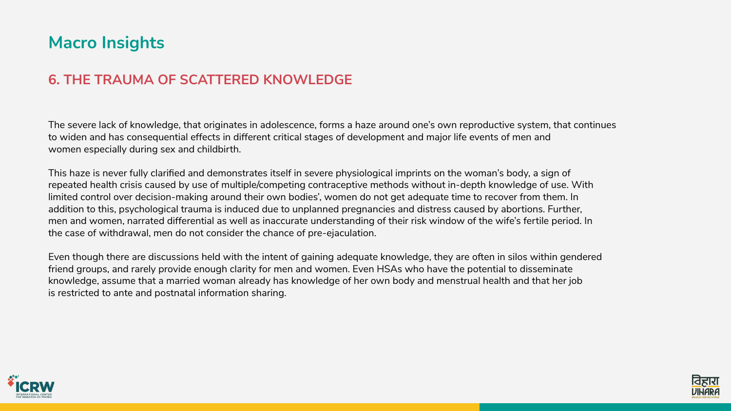# Macro Insights

## 6. THE TRAUMA OF SCATTERED KNOWLEDGE

The severe lack of knowledge, that originates in adolescence, forms a haze around one's own reproductive system, that continues to widen and has consequential effects in different critical stages of development and major life events of men and women especially during sex and childbirth.

This haze is never fully clarified and demonstrates itself in severe physiological imprints on the woman's body, a sign of repeated health crisis caused by use of multiple/competing contraceptive methods without in-depth knowledge of use. With limited control over decision-making around their own bodies', women do not get adequate time to recover from them. In addition to this, psychological trauma is induced due to unplanned pregnancies and distress caused by abortions. Further, men and women, narrated differential as well as inaccurate understanding of their risk window of the wife's fertile period. In the case of withdrawal, men do not consider the chance of pre-ejaculation.

Even though there are discussions held with the intent of gaining adequate knowledge, they are often in silos within gendered friend groups, and rarely provide enough clarity for men and women. Even HSAs who have the potential to disseminate knowledge, assume that a married woman already has knowledge of her own body and menstrual health and that her job is restricted to ante and postnatal information sharing.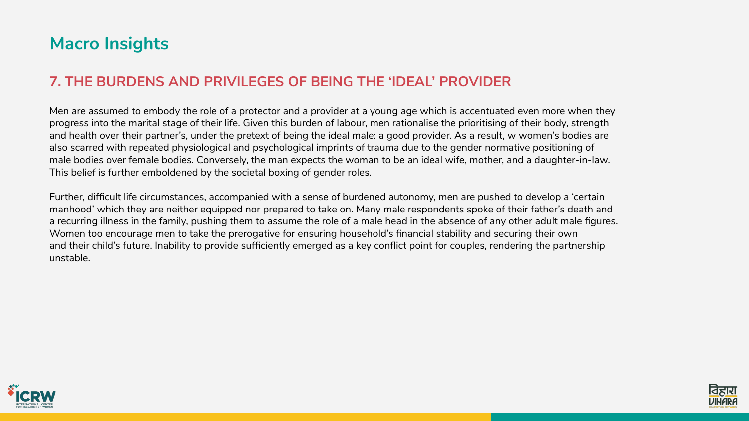## Macro Insights

### 7. THE BURDENS AND PRIVILEGES OF BEING THE 'IDEAL' PROVIDER

Men are assumed to embody the role of a protector and a provider at a young age which is accentuated even more when they progress into the marital stage of their life. Given this burden of labour, men rationalise the prioritising of their body, strength and health over their partner's, under the pretext of being the ideal male: a good provider. As a result, w women's bodies are also scarred with repeated physiological and psychological imprints of trauma due to the gender normative positioning of male bodies over female bodies. Conversely, the man expects the woman to be an ideal wife, mother, and a daughter-in-law. This belief is further emboldened by the societal boxing of gender roles.

Further, difficult life circumstances, accompanied with a sense of burdened autonomy, men are pushed to develop a 'certain manhood' which they are neither equipped nor prepared to take on. Many male respondents spoke of their father's death and a recurring illness in the family, pushing them to assume the role of a male head in the absence of any other adult male figures. Women too encourage men to take the prerogative for ensuring household's financial stability and securing their own and their child's future. Inability to provide sufficiently emerged as a key conflict point for couples, rendering the partnership unstable.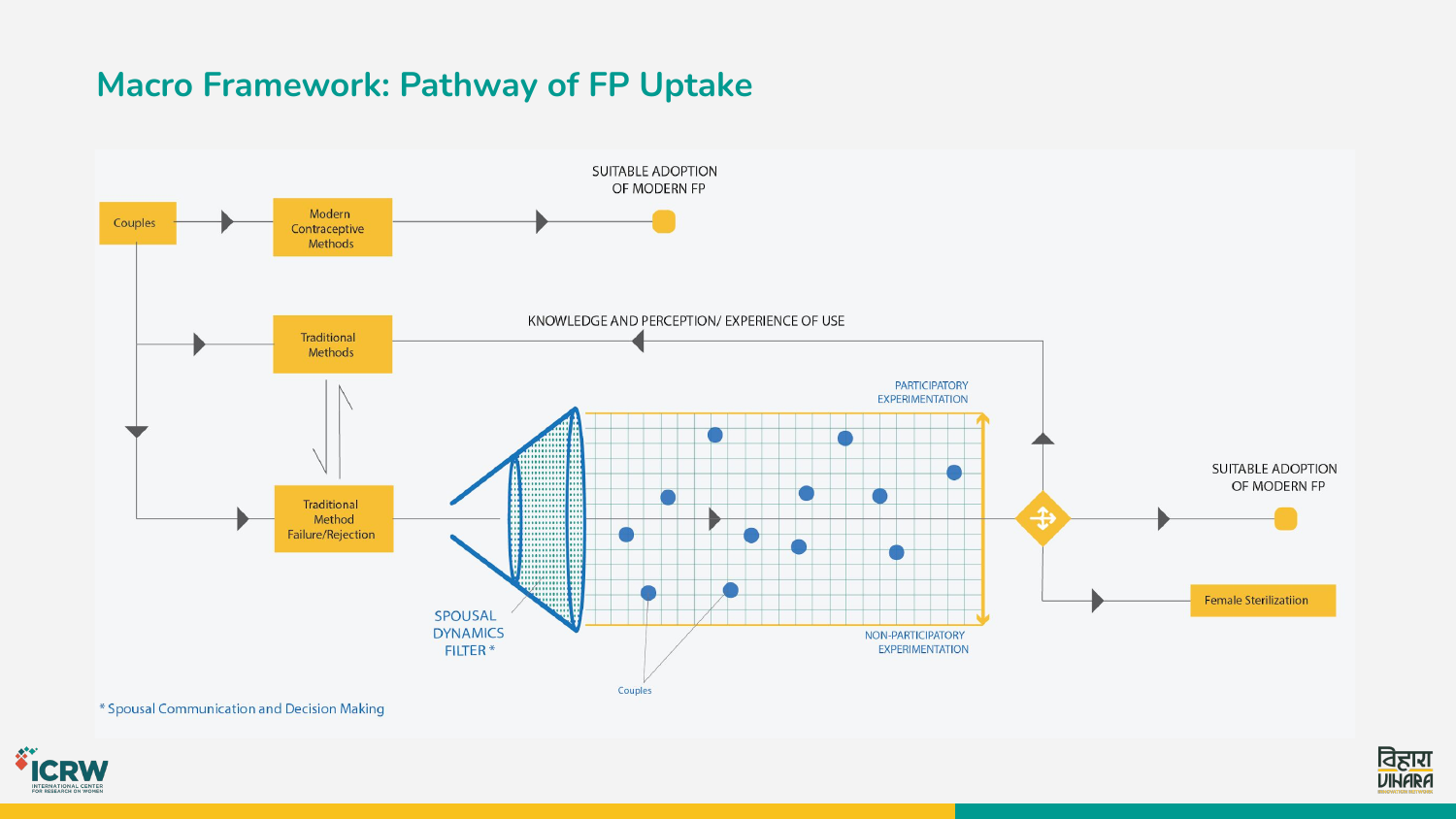# Macro Framework: Pathway of FP Uptake

Couples

Modern Contraceptive Methods

SUITABLE ADOPTION OF MODERN FP

Traditional Methods

KNOWLEDGE AND PERCEPTION/ EXPERIENCE OF USE

Traditional Method Failure/Rejection

PARTICIPATORY EXPERIMENTATION

NON-PARTICIPATORY EXPERIMENTATION

SPOUSAL DYNAMICS FILTER *

Couples

SUITABLE ADOPTION OF MODERN FP

Female Sterilization

* Spousal Communication and Decision Making